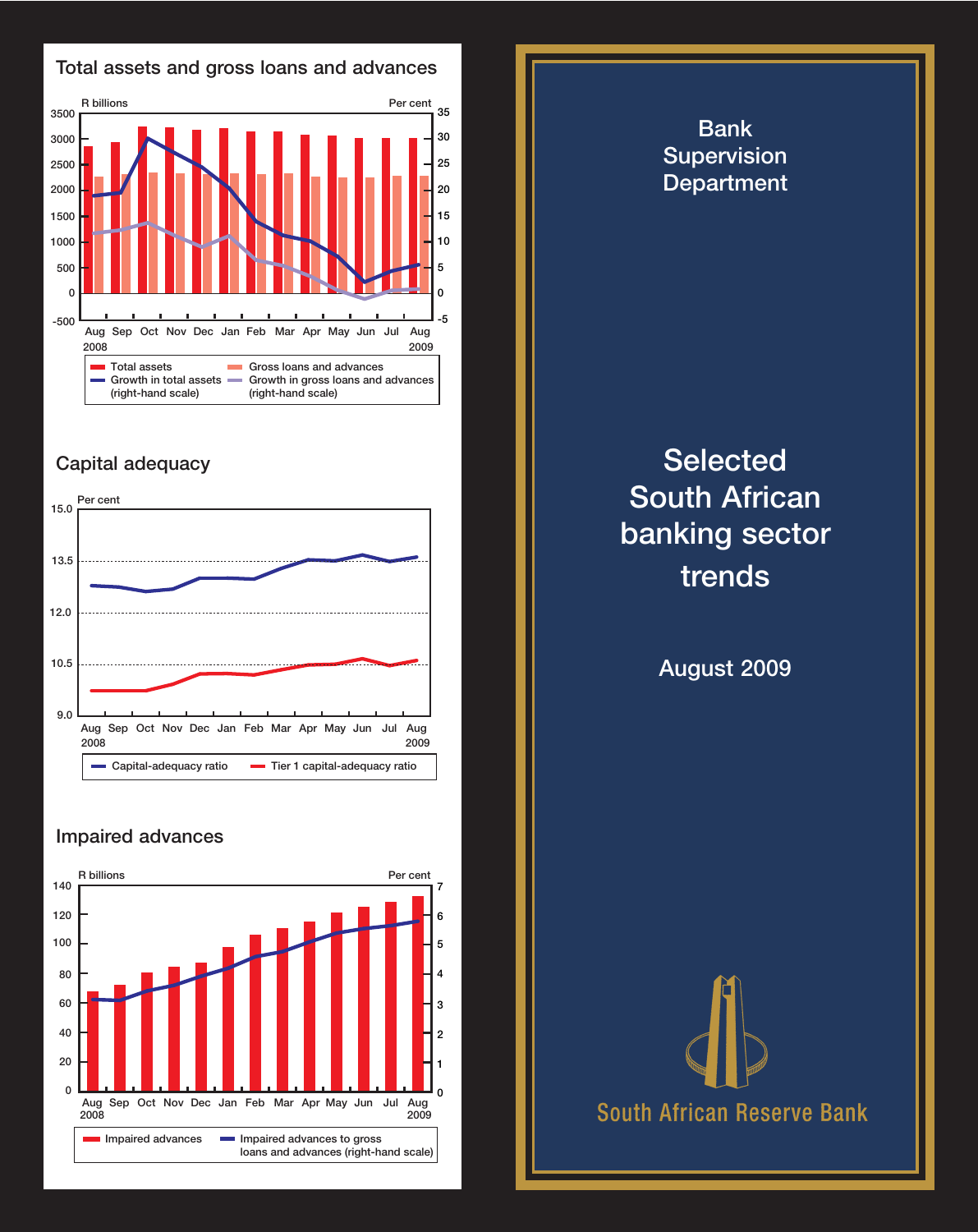## Total assets and gross loans and advances

R billions | Per cent

Aug 2008, Sep, Oct, Nov, Dec, Jan, Feb, Mar, Apr, May, Jun, Jul, Aug 2009

- Total assets
- Gross loans and advances
- Growth in total assets (right-hand scale)
- Growth in gross loans and advances (right-hand scale)

## Capital adequacy

Per cent

Aug 2008, Sep, Oct, Nov, Dec, Jan, Feb, Mar, Apr, May, Jun, Jul, Aug 2009

- Capital-adequacy ratio
- Tier 1 capital-adequacy ratio

## Impaired advances

R billions | Per cent

Aug 2008, Sep, Oct, Nov, Dec, Jan, Feb, Mar, Apr, May, Jun, Jul, Aug 2009

- Impaired advances
- Impaired advances to gross loans and advances (right-hand scale)

Bank Supervision Department

# Selected South African banking sector trends

August 2009

South African Reserve Bank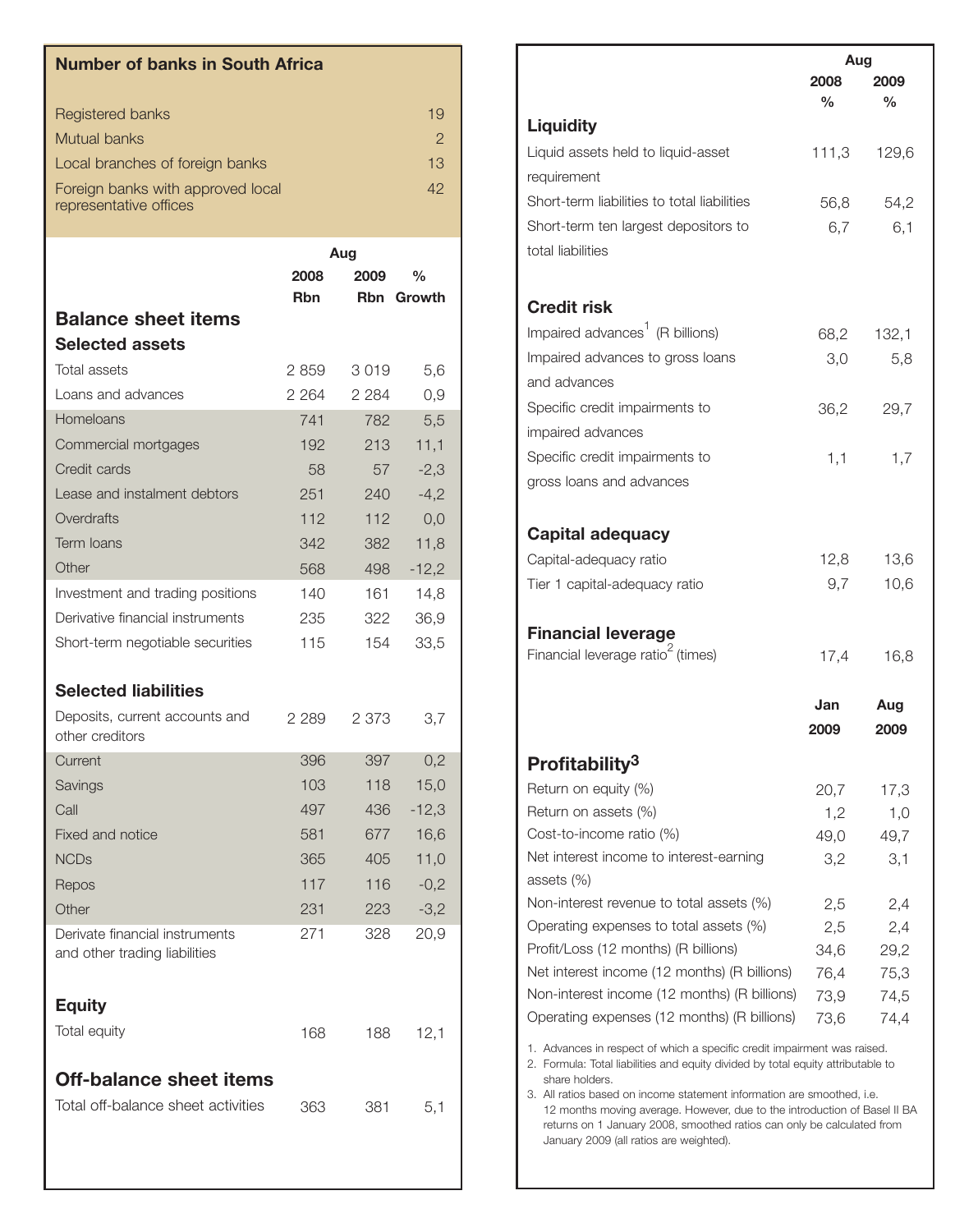## Number of banks in South Africa

| | |
|---|---|
| Registered banks | 19 |
| Mutual banks | 2 |
| Local branches of foreign banks | 13 |
| Foreign banks with approved local representative offices | 42 |

| | Aug 2008 Rbn | Aug 2009 Rbn | % Growth |
|---|---|---|---|
| **Balance sheet items** | | | |
| **Selected assets** | | | |
| Total assets | 2 859 | 3 019 | 5,6 |
| Loans and advances | 2 264 | 2 284 | 0,9 |
| Homeloans | 741 | 782 | 5,5 |
| Commercial mortgages | 192 | 213 | 11,1 |
| Credit cards | 58 | 57 | -2,3 |
| Lease and instalment debtors | 251 | 240 | -4,2 |
| Overdrafts | 112 | 112 | 0,0 |
| Term loans | 342 | 382 | 11,8 |
| Other | 568 | 498 | -12,2 |
| Investment and trading positions | 140 | 161 | 14,8 |
| Derivative financial instruments | 235 | 322 | 36,9 |
| Short-term negotiable securities | 115 | 154 | 33,5 |
| **Selected liabilities** | | | |
| Deposits, current accounts and other creditors | 2 289 | 2 373 | 3,7 |
| Current | 396 | 397 | 0,2 |
| Savings | 103 | 118 | 15,0 |
| Call | 497 | 436 | -12,3 |
| Fixed and notice | 581 | 677 | 16,6 |
| NCDs | 365 | 405 | 11,0 |
| Repos | 117 | 116 | -0,2 |
| Other | 231 | 223 | -3,2 |
| Derivate financial instruments and other trading liabilities | 271 | 328 | 20,9 |
| **Equity** | | | |
| Total equity | 168 | 188 | 12,1 |
| **Off-balance sheet items** | | | |
| Total off-balance sheet activities | 363 | 381 | 5,1 |

| | Aug 2008 % | Aug 2009 % |
|---|---|---|
| **Liquidity** | | |
| Liquid assets held to liquid-asset requirement | 111,3 | 129,6 |
| Short-term liabilities to total liabilities | 56,8 | 54,2 |
| Short-term ten largest depositors to total liabilities | 6,7 | 6,1 |
| **Credit risk** | | |
| Impaired advances[1] (R billions) | 68,2 | 132,1 |
| Impaired advances to gross loans and advances | 3,0 | 5,8 |
| Specific credit impairments to impaired advances | 36,2 | 29,7 |
| Specific credit impairments to gross loans and advances | 1,1 | 1,7 |
| **Capital adequacy** | | |
| Capital-adequacy ratio | 12,8 | 13,6 |
| Tier 1 capital-adequacy ratio | 9,7 | 10,6 |
| **Financial leverage** | | |
| Financial leverage ratio[2] (times) | 17,4 | 16,8 |

| | Jan 2009 | Aug 2009 |
|---|---|---|
| **Profitability[3]** | | |
| Return on equity (%) | 20,7 | 17,3 |
| Return on assets (%) | 1,2 | 1,0 |
| Cost-to-income ratio (%) | 49,0 | 49,7 |
| Net interest income to interest-earning assets (%) | 3,2 | 3,1 |
| Non-interest revenue to total assets (%) | 2,5 | 2,4 |
| Operating expenses to total assets (%) | 2,5 | 2,4 |
| Profit/Loss (12 months) (R billions) | 34,6 | 29,2 |
| Net interest income (12 months) (R billions) | 76,4 | 75,3 |
| Non-interest income (12 months) (R billions) | 73,9 | 74,5 |
| Operating expenses (12 months) (R billions) | 73,6 | 74,4 |

1. Advances in respect of which a specific credit impairment was raised.
2. Formula: Total liabilities and equity divided by total equity attributable to share holders.
3. All ratios based on income statement information are smoothed, i.e. 12 months moving average. However, due to the introduction of Basel II BA returns on 1 January 2008, smoothed ratios can only be calculated from January 2009 (all ratios are weighted).